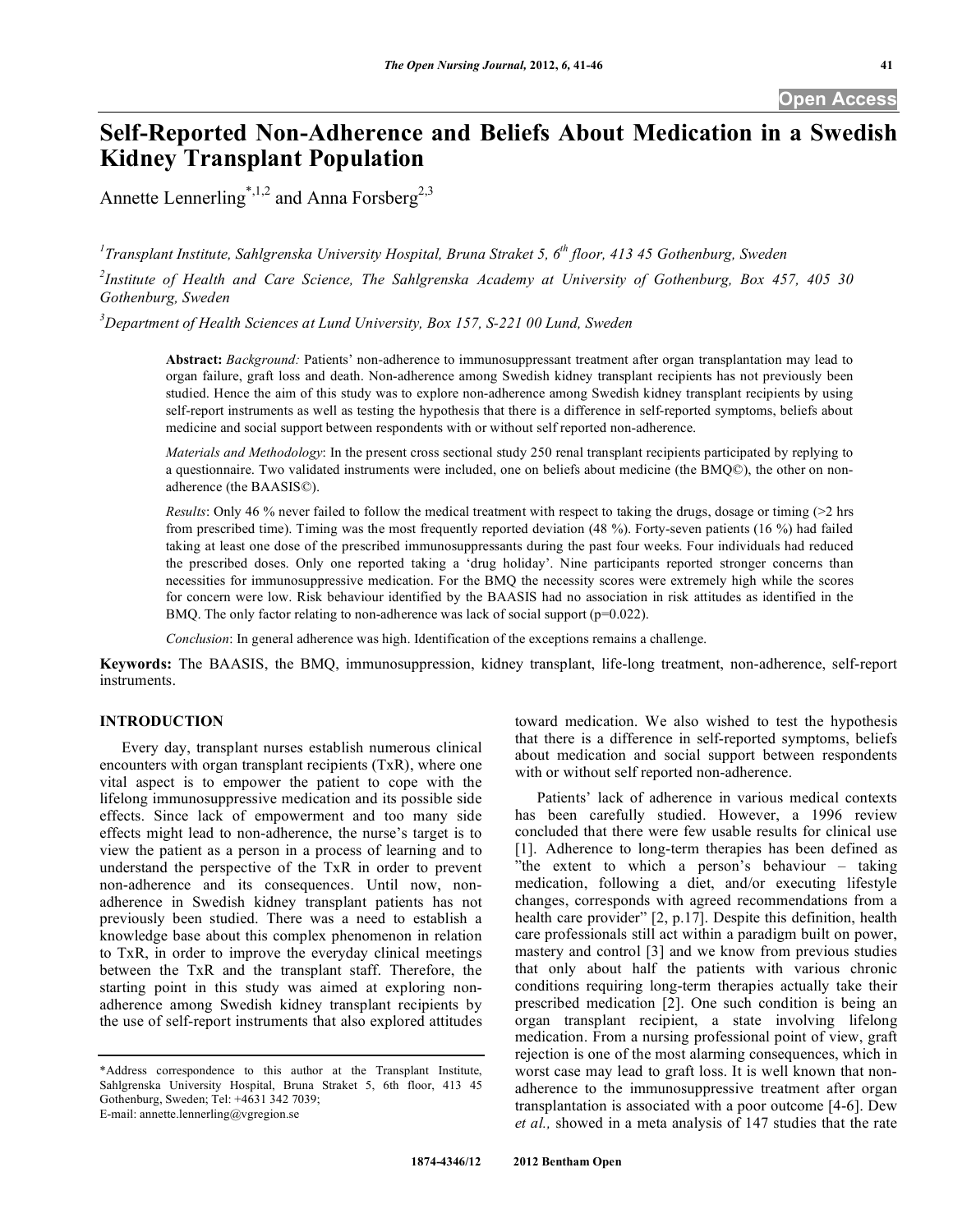# Self-Reported Non-Adherence and Beliefs About Medication in a Swedish Kidney Transplant Population

Annette Lennerling*[1,2] and Anna Forsberg[2,3]

[1] Transplant Institute, Sahlgrenska University Hospital, Bruna Straket 5, 6th floor, 413 45 Gothenburg, Sweden

[2] Institute of Health and Care Science, The Sahlgrenska Academy at University of Gothenburg, Box 457, 405 30 Gothenburg, Sweden

[3] Department of Health Sciences at Lund University, Box 157, S-221 00 Lund, Sweden

**Abstract:** *Background:* Patients' non-adherence to immunosuppressant treatment after organ transplantation may lead to organ failure, graft loss and death. Non-adherence among Swedish kidney transplant recipients has not previously been studied. Hence the aim of this study was to explore non-adherence among Swedish kidney transplant recipients by using self-report instruments as well as testing the hypothesis that there is a difference in self-reported symptoms, beliefs about medicine and social support between respondents with or without self reported non-adherence.

*Materials and Methodology*: In the present cross sectional study 250 renal transplant recipients participated by replying to a questionnaire. Two validated instruments were included, one on beliefs about medicine (the BMQ©), the other on non-adherence (the BAASIS©).

*Results*: Only 46 % never failed to follow the medical treatment with respect to taking the drugs, dosage or timing (>2 hrs from prescribed time). Timing was the most frequently reported deviation (48 %). Forty-seven patients (16 %) had failed taking at least one dose of the prescribed immunosuppressants during the past four weeks. Four individuals had reduced the prescribed doses. Only one reported taking a 'drug holiday'. Nine participants reported stronger concerns than necessities for immunosuppressive medication. For the BMQ the necessity scores were extremely high while the scores for concern were low. Risk behaviour identified by the BAASIS had no association in risk attitudes as identified in the BMQ. The only factor relating to non-adherence was lack of social support ($p=0.022$).

*Conclusion*: In general adherence was high. Identification of the exceptions remains a challenge.

**Keywords:** The BAASIS, the BMQ, immunosuppression, kidney transplant, life-long treatment, non-adherence, self-report instruments.

## INTRODUCTION

Every day, transplant nurses establish numerous clinical encounters with organ transplant recipients (TxR), where one vital aspect is to empower the patient to cope with the lifelong immunosuppressive medication and its possible side effects. Since lack of empowerment and too many side effects might lead to non-adherence, the nurse's target is to view the patient as a person in a process of learning and to understand the perspective of the TxR in order to prevent non-adherence and its consequences. Until now, non-adherence in Swedish kidney transplant patients has not previously been studied. There was a need to establish a knowledge base about this complex phenomenon in relation to TxR, in order to improve the everyday clinical meetings between the TxR and the transplant staff. Therefore, the starting point in this study was aimed at exploring non-adherence among Swedish kidney transplant recipients by the use of self-report instruments that also explored attitudes toward medication. We also wished to test the hypothesis that there is a difference in self-reported symptoms, beliefs about medication and social support between respondents with or without self reported non-adherence.

Patients' lack of adherence in various medical contexts has been carefully studied. However, a 1996 review concluded that there were few usable results for clinical use [1]. Adherence to long-term therapies has been defined as "the extent to which a person's behaviour – taking medication, following a diet, and/or executing lifestyle changes, corresponds with agreed recommendations from a health care provider" [2, p.17]. Despite this definition, health care professionals still act within a paradigm built on power, mastery and control [3] and we know from previous studies that only about half the patients with various chronic conditions requiring long-term therapies actually take their prescribed medication [2]. One such condition is being an organ transplant recipient, a state involving lifelong medication. From a nursing professional point of view, graft rejection is one of the most alarming consequences, which in worst case may lead to graft loss. It is well known that non-adherence to the immunosuppressive treatment after organ transplantation is associated with a poor outcome [4-6]. Dew *et al.,* showed in a meta analysis of 147 studies that the rate

*Address correspondence to this author at the Transplant Institute, Sahlgrenska University Hospital, Bruna Straket 5, 6th floor, 413 45 Gothenburg, Sweden; Tel: +4631 342 7039;
E-mail: annette.lennerling@vgregion.se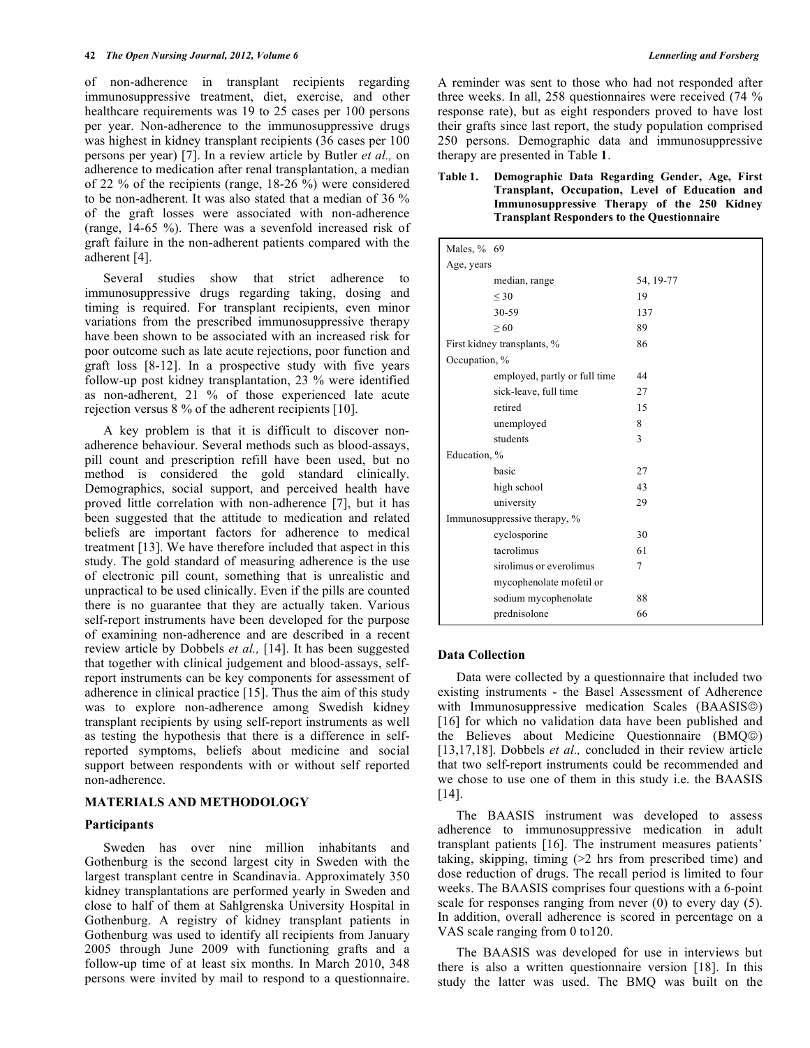of non-adherence in transplant recipients regarding immunosuppressive treatment, diet, exercise, and other healthcare requirements was 19 to 25 cases per 100 persons per year. Non-adherence to the immunosuppressive drugs was highest in kidney transplant recipients (36 cases per 100 persons per year) [7]. In a review article by Butler *et al.,* on adherence to medication after renal transplantation, a median of 22 % of the recipients (range, 18-26 %) were considered to be non-adherent. It was also stated that a median of 36 % of the graft losses were associated with non-adherence (range, 14-65 %). There was a sevenfold increased risk of graft failure in the non-adherent patients compared with the adherent [4].

Several studies show that strict adherence to immunosuppressive drugs regarding taking, dosing and timing is required. For transplant recipients, even minor variations from the prescribed immunosuppressive therapy have been shown to be associated with an increased risk for poor outcome such as late acute rejections, poor function and graft loss [8-12]. In a prospective study with five years follow-up post kidney transplantation, 23 % were identified as non-adherent, 21 % of those experienced late acute rejection versus 8 % of the adherent recipients [10].

A key problem is that it is difficult to discover non-adherence behaviour. Several methods such as blood-assays, pill count and prescription refill have been used, but no method is considered the gold standard clinically. Demographics, social support, and perceived health have proved little correlation with non-adherence [7], but it has been suggested that the attitude to medication and related beliefs are important factors for adherence to medical treatment [13]. We have therefore included that aspect in this study. The gold standard of measuring adherence is the use of electronic pill count, something that is unrealistic and unpractical to be used clinically. Even if the pills are counted there is no guarantee that they are actually taken. Various self-report instruments have been developed for the purpose of examining non-adherence and are described in a recent review article by Dobbels *et al.,* [14]. It has been suggested that together with clinical judgement and blood-assays, self-report instruments can be key components for assessment of adherence in clinical practice [15]. Thus the aim of this study was to explore non-adherence among Swedish kidney transplant recipients by using self-report instruments as well as testing the hypothesis that there is a difference in self-reported symptoms, beliefs about medicine and social support between respondents with or without self reported non-adherence.

## MATERIALS AND METHODOLOGY

### Participants

Sweden has over nine million inhabitants and Gothenburg is the second largest city in Sweden with the largest transplant centre in Scandinavia. Approximately 350 kidney transplantations are performed yearly in Sweden and close to half of them at Sahlgrenska University Hospital in Gothenburg. A registry of kidney transplant patients in Gothenburg was used to identify all recipients from January 2005 through June 2009 with functioning grafts and a follow-up time of at least six months. In March 2010, 348 persons were invited by mail to respond to a questionnaire. A reminder was sent to those who had not responded after three weeks. In all, 258 questionnaires were received (74 % response rate), but as eight responders proved to have lost their grafts since last report, the study population comprised 250 persons. Demographic data and immunosuppressive therapy are presented in Table **1**.

**Table 1. Demographic Data Regarding Gender, Age, First Transplant, Occupation, Level of Education and Immunosuppressive Therapy of the 250 Kidney Transplant Responders to the Questionnaire**

| | |
|---|---|
| Males, % | 69 |
| Age, years | |
| median, range | 54, 19-77 |
| ≤ 30 | 19 |
| 30-59 | 137 |
| ≥ 60 | 89 |
| First kidney transplants, % | 86 |
| Occupation, % | |
| employed, partly or full time | 44 |
| sick-leave, full time | 27 |
| retired | 15 |
| unemployed | 8 |
| students | 3 |
| Education, % | |
| basic | 27 |
| high school | 43 |
| university | 29 |
| Immunosuppressive therapy, % | |
| cyclosporine | 30 |
| tacrolimus | 61 |
| sirolimus or everolimus | 7 |
| mycophenolate mofetil or sodium mycophenolate | 88 |
| prednisolone | 66 |

### Data Collection

Data were collected by a questionnaire that included two existing instruments - the Basel Assessment of Adherence with Immunosuppressive medication Scales (BAASIS©) [16] for which no validation data have been published and the Believes about Medicine Questionnaire (BMQ©) [13,17,18]. Dobbels *et al.,* concluded in their review article that two self-report instruments could be recommended and we chose to use one of them in this study i.e. the BAASIS [14].

The BAASIS instrument was developed to assess adherence to immunosuppressive medication in adult transplant patients [16]. The instrument measures patients' taking, skipping, timing (>2 hrs from prescribed time) and dose reduction of drugs. The recall period is limited to four weeks. The BAASIS comprises four questions with a 6-point scale for responses ranging from never (0) to every day (5). In addition, overall adherence is scored in percentage on a VAS scale ranging from 0 to120.

The BAASIS was developed for use in interviews but there is also a written questionnaire version [18]. In this study the latter was used. The BMQ was built on the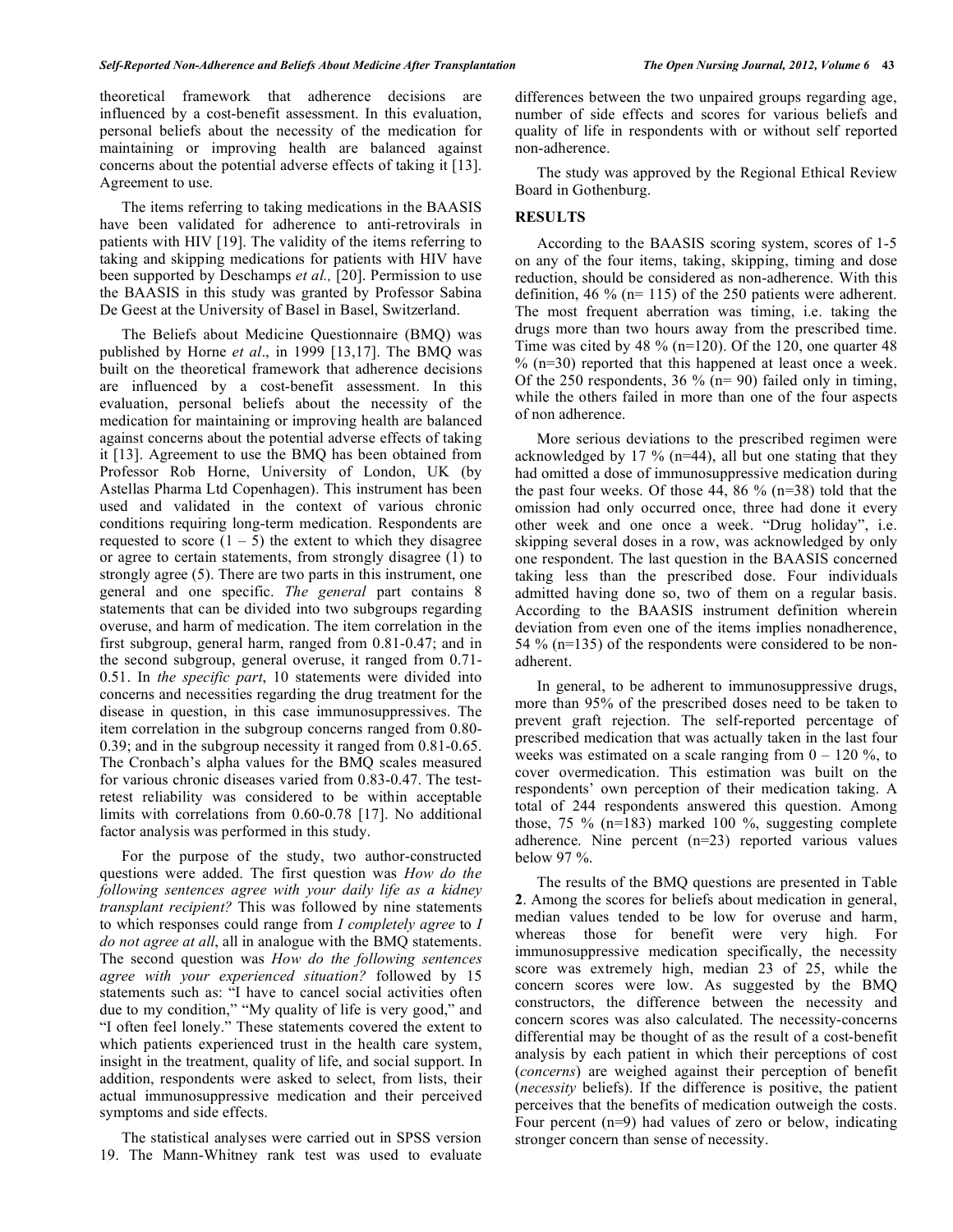theoretical framework that adherence decisions are influenced by a cost-benefit assessment. In this evaluation, personal beliefs about the necessity of the medication for maintaining or improving health are balanced against concerns about the potential adverse effects of taking it [13]. Agreement to use.

The items referring to taking medications in the BAASIS have been validated for adherence to anti-retrovirals in patients with HIV [19]. The validity of the items referring to taking and skipping medications for patients with HIV have been supported by Deschamps *et al.,* [20]. Permission to use the BAASIS in this study was granted by Professor Sabina De Geest at the University of Basel in Basel, Switzerland.

The Beliefs about Medicine Questionnaire (BMQ) was published by Horne *et al*., in 1999 [13,17]. The BMQ was built on the theoretical framework that adherence decisions are influenced by a cost-benefit assessment. In this evaluation, personal beliefs about the necessity of the medication for maintaining or improving health are balanced against concerns about the potential adverse effects of taking it [13]. Agreement to use the BMQ has been obtained from Professor Rob Horne, University of London, UK (by Astellas Pharma Ltd Copenhagen). This instrument has been used and validated in the context of various chronic conditions requiring long-term medication. Respondents are requested to score (1 – 5) the extent to which they disagree or agree to certain statements, from strongly disagree (1) to strongly agree (5). There are two parts in this instrument, one general and one specific. *The general* part contains 8 statements that can be divided into two subgroups regarding overuse, and harm of medication. The item correlation in the first subgroup, general harm, ranged from 0.81-0.47; and in the second subgroup, general overuse, it ranged from 0.71-0.51. In *the specific part*, 10 statements were divided into concerns and necessities regarding the drug treatment for the disease in question, in this case immunosuppressives. The item correlation in the subgroup concerns ranged from 0.80-0.39; and in the subgroup necessity it ranged from 0.81-0.65. The Cronbach's alpha values for the BMQ scales measured for various chronic diseases varied from 0.83-0.47. The test-retest reliability was considered to be within acceptable limits with correlations from 0.60-0.78 [17]. No additional factor analysis was performed in this study.

For the purpose of the study, two author-constructed questions were added. The first question was *How do the following sentences agree with your daily life as a kidney transplant recipient?* This was followed by nine statements to which responses could range from *I completely agree* to *I do not agree at all*, all in analogue with the BMQ statements. The second question was *How do the following sentences agree with your experienced situation?* followed by 15 statements such as: "I have to cancel social activities often due to my condition," "My quality of life is very good," and "I often feel lonely." These statements covered the extent to which patients experienced trust in the health care system, insight in the treatment, quality of life, and social support. In addition, respondents were asked to select, from lists, their actual immunosuppressive medication and their perceived symptoms and side effects.

The statistical analyses were carried out in SPSS version 19. The Mann-Whitney rank test was used to evaluate differences between the two unpaired groups regarding age, number of side effects and scores for various beliefs and quality of life in respondents with or without self reported non-adherence.

The study was approved by the Regional Ethical Review Board in Gothenburg.

## RESULTS

According to the BAASIS scoring system, scores of 1-5 on any of the four items, taking, skipping, timing and dose reduction, should be considered as non-adherence. With this definition, 46 % (n= 115) of the 250 patients were adherent. The most frequent aberration was timing, i.e. taking the drugs more than two hours away from the prescribed time. Time was cited by 48 % (n=120). Of the 120, one quarter 48 % (n=30) reported that this happened at least once a week. Of the 250 respondents, 36 % (n= 90) failed only in timing, while the others failed in more than one of the four aspects of non adherence.

More serious deviations to the prescribed regimen were acknowledged by 17 % (n=44), all but one stating that they had omitted a dose of immunosuppressive medication during the past four weeks. Of those 44, 86 % (n=38) told that the omission had only occurred once, three had done it every other week and one once a week. "Drug holiday", i.e. skipping several doses in a row, was acknowledged by only one respondent. The last question in the BAASIS concerned taking less than the prescribed dose. Four individuals admitted having done so, two of them on a regular basis. According to the BAASIS instrument definition wherein deviation from even one of the items implies nonadherence, 54 % (n=135) of the respondents were considered to be non-adherent.

In general, to be adherent to immunosuppressive drugs, more than 95% of the prescribed doses need to be taken to prevent graft rejection. The self-reported percentage of prescribed medication that was actually taken in the last four weeks was estimated on a scale ranging from 0 – 120 %, to cover overmedication. This estimation was built on the respondents' own perception of their medication taking. A total of 244 respondents answered this question. Among those, 75 % (n=183) marked 100 %, suggesting complete adherence. Nine percent (n=23) reported various values below 97 %.

The results of the BMQ questions are presented in Table **2**. Among the scores for beliefs about medication in general, median values tended to be low for overuse and harm, whereas those for benefit were very high. For immunosuppressive medication specifically, the necessity score was extremely high, median 23 of 25, while the concern scores were low. As suggested by the BMQ constructors, the difference between the necessity and concern scores was also calculated. The necessity-concerns differential may be thought of as the result of a cost-benefit analysis by each patient in which their perceptions of cost (*concerns*) are weighed against their perception of benefit (*necessity* beliefs). If the difference is positive, the patient perceives that the benefits of medication outweigh the costs. Four percent (n=9) had values of zero or below, indicating stronger concern than sense of necessity.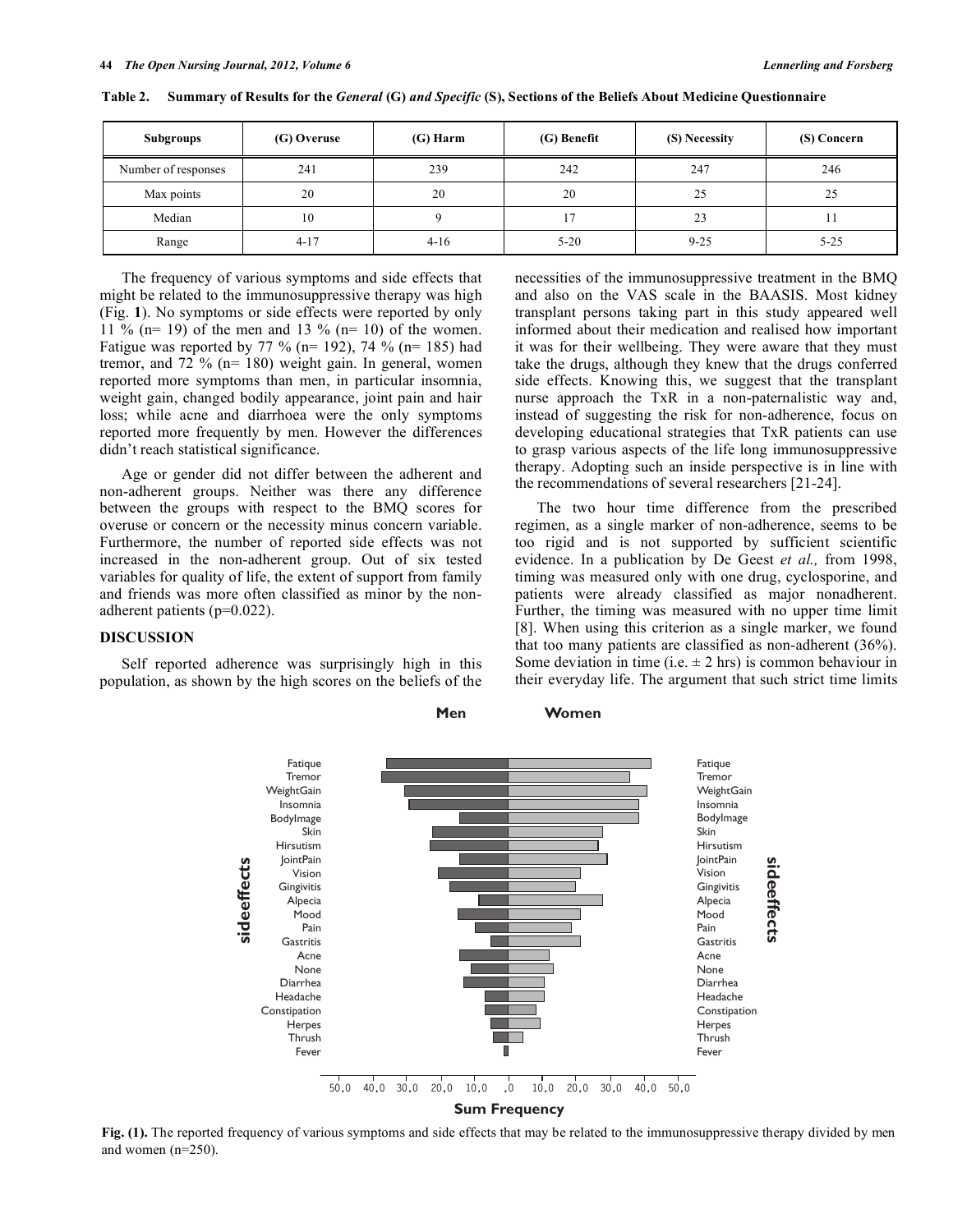**Table 2. Summary of Results for the *General* (G) *and Specific* (S), Sections of the Beliefs About Medicine Questionnaire**

| Subgroups | (G) Overuse | (G) Harm | (G) Benefit | (S) Necessity | (S) Concern |
|---|---|---|---|---|---|
| Number of responses | 241 | 239 | 242 | 247 | 246 |
| Max points | 20 | 20 | 20 | 25 | 25 |
| Median | 10 | 9 | 17 | 23 | 11 |
| Range | 4-17 | 4-16 | 5-20 | 9-25 | 5-25 |

The frequency of various symptoms and side effects that might be related to the immunosuppressive therapy was high (Fig. **1**). No symptoms or side effects were reported by only 11 % (n= 19) of the men and 13 % (n= 10) of the women. Fatigue was reported by 77 % (n= 192), 74 % (n= 185) had tremor, and 72 % (n= 180) weight gain. In general, women reported more symptoms than men, in particular insomnia, weight gain, changed bodily appearance, joint pain and hair loss; while acne and diarrhoea were the only symptoms reported more frequently by men. However the differences didn't reach statistical significance.

Age or gender did not differ between the adherent and non-adherent groups. Neither was there any difference between the groups with respect to the BMQ scores for overuse or concern or the necessity minus concern variable. Furthermore, the number of reported side effects was not increased in the non-adherent group. Out of six tested variables for quality of life, the extent of support from family and friends was more often classified as minor by the non-adherent patients (p=0.022).

## DISCUSSION

Self reported adherence was surprisingly high in this population, as shown by the high scores on the beliefs of the necessities of the immunosuppressive treatment in the BMQ and also on the VAS scale in the BAASIS. Most kidney transplant persons taking part in this study appeared well informed about their medication and realised how important it was for their wellbeing. They were aware that they must take the drugs, although they knew that the drugs conferred side effects. Knowing this, we suggest that the transplant nurse approach the TxR in a non-paternalistic way and, instead of suggesting the risk for non-adherence, focus on developing educational strategies that TxR patients can use to grasp various aspects of the life long immunosuppressive therapy. Adopting such an inside perspective is in line with the recommendations of several researchers [21-24].

The two hour time difference from the prescribed regimen, as a single marker of non-adherence, seems to be too rigid and is not supported by sufficient scientific evidence. In a publication by De Geest *et al.,* from 1998, timing was measured only with one drug, cyclosporine, and patients were already classified as major nonadherent. Further, the timing was measured with no upper time limit [8]. When using this criterion as a single marker, we found that too many patients are classified as non-adherent (36%). Some deviation in time (i.e. ± 2 hrs) is common behaviour in their everyday life. The argument that such strict time limits

**Fig. (1).** The reported frequency of various symptoms and side effects that may be related to the immunosuppressive therapy divided by men and women (n=250).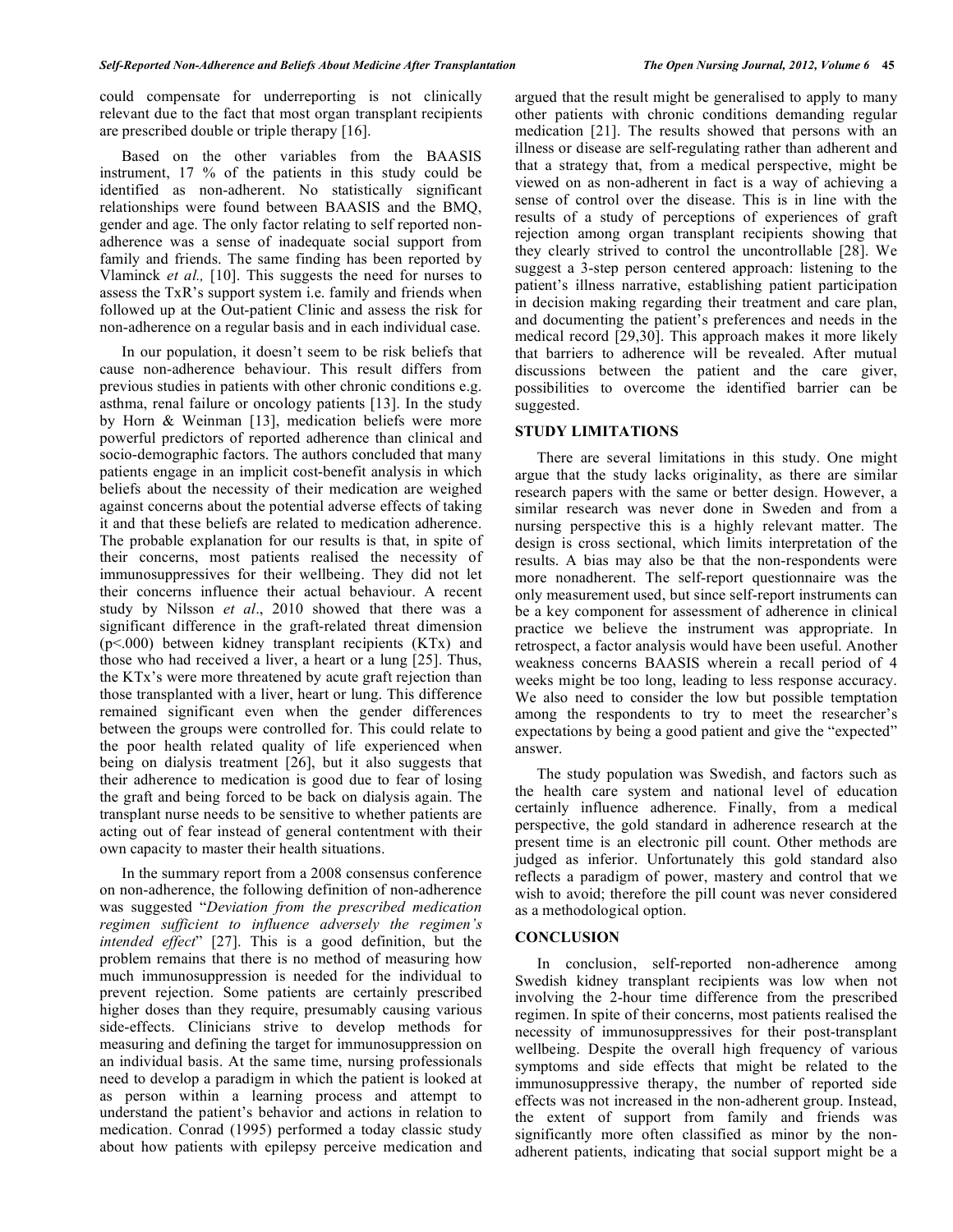could compensate for underreporting is not clinically relevant due to the fact that most organ transplant recipients are prescribed double or triple therapy [16].

Based on the other variables from the BAASIS instrument, 17 % of the patients in this study could be identified as non-adherent. No statistically significant relationships were found between BAASIS and the BMQ, gender and age. The only factor relating to self reported non-adherence was a sense of inadequate social support from family and friends. The same finding has been reported by Vlaminck *et al.,* [10]. This suggests the need for nurses to assess the TxR's support system i.e. family and friends when followed up at the Out-patient Clinic and assess the risk for non-adherence on a regular basis and in each individual case.

In our population, it doesn't seem to be risk beliefs that cause non-adherence behaviour. This result differs from previous studies in patients with other chronic conditions e.g. asthma, renal failure or oncology patients [13]. In the study by Horn & Weinman [13], medication beliefs were more powerful predictors of reported adherence than clinical and socio-demographic factors. The authors concluded that many patients engage in an implicit cost-benefit analysis in which beliefs about the necessity of their medication are weighed against concerns about the potential adverse effects of taking it and that these beliefs are related to medication adherence. The probable explanation for our results is that, in spite of their concerns, most patients realised the necessity of immunosuppressives for their wellbeing. They did not let their concerns influence their actual behaviour. A recent study by Nilsson *et al*., 2010 showed that there was a significant difference in the graft-related threat dimension ($p<.000$) between kidney transplant recipients (KTx) and those who had received a liver, a heart or a lung [25]. Thus, the KTx's were more threatened by acute graft rejection than those transplanted with a liver, heart or lung. This difference remained significant even when the gender differences between the groups were controlled for. This could relate to the poor health related quality of life experienced when being on dialysis treatment [26], but it also suggests that their adherence to medication is good due to fear of losing the graft and being forced to be back on dialysis again. The transplant nurse needs to be sensitive to whether patients are acting out of fear instead of general contentment with their own capacity to master their health situations.

In the summary report from a 2008 consensus conference on non-adherence, the following definition of non-adherence was suggested "*Deviation from the prescribed medication regimen sufficient to influence adversely the regimen's intended effect*" [27]. This is a good definition, but the problem remains that there is no method of measuring how much immunosuppression is needed for the individual to prevent rejection. Some patients are certainly prescribed higher doses than they require, presumably causing various side-effects. Clinicians strive to develop methods for measuring and defining the target for immunosuppression on an individual basis. At the same time, nursing professionals need to develop a paradigm in which the patient is looked at as person within a learning process and attempt to understand the patient's behavior and actions in relation to medication. Conrad (1995) performed a today classic study about how patients with epilepsy perceive medication and argued that the result might be generalised to apply to many other patients with chronic conditions demanding regular medication [21]. The results showed that persons with an illness or disease are self-regulating rather than adherent and that a strategy that, from a medical perspective, might be viewed on as non-adherent in fact is a way of achieving a sense of control over the disease. This is in line with the results of a study of perceptions of experiences of graft rejection among organ transplant recipients showing that they clearly strived to control the uncontrollable [28]. We suggest a 3-step person centered approach: listening to the patient's illness narrative, establishing patient participation in decision making regarding their treatment and care plan, and documenting the patient's preferences and needs in the medical record [29,30]. This approach makes it more likely that barriers to adherence will be revealed. After mutual discussions between the patient and the care giver, possibilities to overcome the identified barrier can be suggested.

## STUDY LIMITATIONS

There are several limitations in this study. One might argue that the study lacks originality, as there are similar research papers with the same or better design. However, a similar research was never done in Sweden and from a nursing perspective this is a highly relevant matter. The design is cross sectional, which limits interpretation of the results. A bias may also be that the non-respondents were more nonadherent. The self-report questionnaire was the only measurement used, but since self-report instruments can be a key component for assessment of adherence in clinical practice we believe the instrument was appropriate. In retrospect, a factor analysis would have been useful. Another weakness concerns BAASIS wherein a recall period of 4 weeks might be too long, leading to less response accuracy. We also need to consider the low but possible temptation among the respondents to try to meet the researcher's expectations by being a good patient and give the "expected" answer.

The study population was Swedish, and factors such as the health care system and national level of education certainly influence adherence. Finally, from a medical perspective, the gold standard in adherence research at the present time is an electronic pill count. Other methods are judged as inferior. Unfortunately this gold standard also reflects a paradigm of power, mastery and control that we wish to avoid; therefore the pill count was never considered as a methodological option.

## CONCLUSION

In conclusion, self-reported non-adherence among Swedish kidney transplant recipients was low when not involving the 2-hour time difference from the prescribed regimen. In spite of their concerns, most patients realised the necessity of immunosuppressives for their post-transplant wellbeing. Despite the overall high frequency of various symptoms and side effects that might be related to the immunosuppressive therapy, the number of reported side effects was not increased in the non-adherent group. Instead, the extent of support from family and friends was significantly more often classified as minor by the non-adherent patients, indicating that social support might be a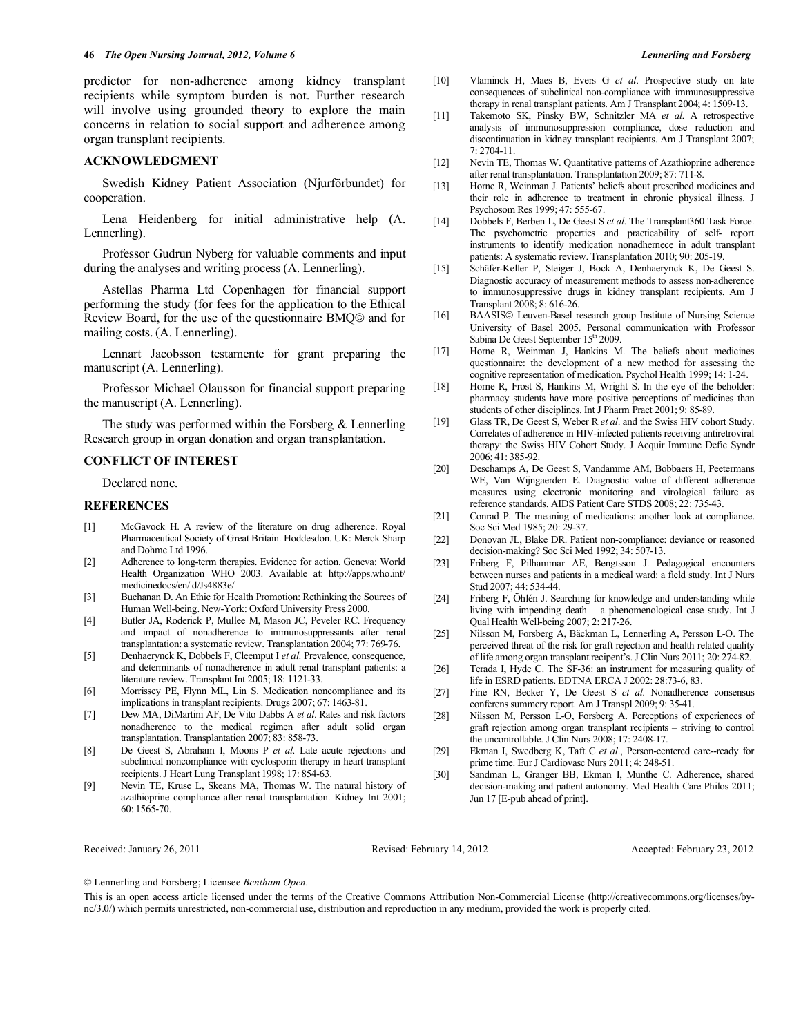predictor for non-adherence among kidney transplant recipients while symptom burden is not. Further research will involve using grounded theory to explore the main concerns in relation to social support and adherence among organ transplant recipients.

## ACKNOWLEDGMENT

Swedish Kidney Patient Association (Njurförbundet) for cooperation.

Lena Heidenberg for initial administrative help (A. Lennerling).

Professor Gudrun Nyberg for valuable comments and input during the analyses and writing process (A. Lennerling).

Astellas Pharma Ltd Copenhagen for financial support performing the study (for fees for the application to the Ethical Review Board, for the use of the questionnaire BMQ© and for mailing costs. (A. Lennerling).

Lennart Jacobsson testamente for grant preparing the manuscript (A. Lennerling).

Professor Michael Olausson for financial support preparing the manuscript (A. Lennerling).

The study was performed within the Forsberg & Lennerling Research group in organ donation and organ transplantation.

## CONFLICT OF INTEREST

Declared none.

## REFERENCES

[1] McGavock H. A review of the literature on drug adherence. Royal Pharmaceutical Society of Great Britain. Hoddesdon. UK: Merck Sharp and Dohme Ltd 1996.

[2] Adherence to long-term therapies. Evidence for action. Geneva: World Health Organization WHO 2003. Available at: http://apps.who.int/ medicinedocs/en/ d/Js4883e/

[3] Buchanan D. An Ethic for Health Promotion: Rethinking the Sources of Human Well-being. New-York: Oxford University Press 2000.

[4] Butler JA, Roderick P, Mullee M, Mason JC, Peveler RC. Frequency and impact of nonadherence to immunosuppressants after renal transplantation: a systematic review. Transplantation 2004; 77: 769-76.

[5] Denhaerynck K, Dobbels F, Cleemput I *et al*. Prevalence, consequence, and determinants of nonadherence in adult renal transplant patients: a literature review. Transplant Int 2005; 18: 1121-33.

[6] Morrissey PE, Flynn ML, Lin S. Medication noncompliance and its implications in transplant recipients. Drugs 2007; 67: 1463-81.

[7] Dew MA, DiMartini AF, De Vito Dabbs A *et al*. Rates and risk factors nonadherence to the medical regimen after adult solid organ transplantation. Transplantation 2007; 83: 858-73.

[8] De Geest S, Abraham I, Moons P *et al*. Late acute rejections and subclinical noncompliance with cyclosporin therapy in heart transplant recipients. J Heart Lung Transplant 1998; 17: 854-63.

[9] Nevin TE, Kruse L, Skeans MA, Thomas W. The natural history of azathioprine compliance after renal transplantation. Kidney Int 2001; 60: 1565-70.

[10] Vlaminck H, Maes B, Evers G *et al*. Prospective study on late consequences of subclinical non-compliance with immunosuppressive therapy in renal transplant patients. Am J Transplant 2004; 4: 1509-13.

[11] Takemoto SK, Pinsky BW, Schnitzler MA *et al*. A retrospective analysis of immunosuppression compliance, dose reduction and discontinuation in kidney transplant recipients. Am J Transplant 2007; 7: 2704-11.

[12] Nevin TE, Thomas W. Quantitative patterns of Azathioprine adherence after renal transplantation. Transplantation 2009; 87: 711-8.

[13] Horne R, Weinman J. Patients' beliefs about prescribed medicines and their role in adherence to treatment in chronic physical illness. J Psychosom Res 1999; 47: 555-67.

[14] Dobbels F, Berben L, De Geest S *et al*. The Transplant360 Task Force. The psychometric properties and practicability of self- report instruments to identify medication nonadhernece in adult transplant patients: A systematic review. Transplantation 2010; 90: 205-19.

[15] Schäfer-Keller P, Steiger J, Bock A, Denhaerynck K, De Geest S. Diagnostic accuracy of measurement methods to assess non-adherence to immunosuppressive drugs in kidney transplant recipients. Am J Transplant 2008; 8: 616-26.

[16] BAASIS© Leuven-Basel research group Institute of Nursing Science University of Basel 2005. Personal communication with Professor Sabina De Geest September 15th 2009.

[17] Horne R, Weinman J, Hankins M. The beliefs about medicines questionnaire: the development of a new method for assessing the cognitive representation of medication. Psychol Health 1999; 14: 1-24.

[18] Horne R, Frost S, Hankins M, Wright S. In the eye of the beholder: pharmacy students have more positive perceptions of medicines than students of other disciplines. Int J Pharm Pract 2001; 9: 85-89.

[19] Glass TR, De Geest S, Weber R *et al*. and the Swiss HIV cohort Study. Correlates of adherence in HIV-infected patients receiving antiretroviral therapy: the Swiss HIV Cohort Study. J Acquir Immune Defic Syndr 2006; 41: 385-92.

[20] Deschamps A, De Geest S, Vandamme AM, Bobbaers H, Peetermans WE, Van Wijngaerden E. Diagnostic value of different adherence measures using electronic monitoring and virological failure as reference standards. AIDS Patient Care STDS 2008; 22: 735-43.

[21] Conrad P. The meaning of medications: another look at compliance. Soc Sci Med 1985; 20: 29-37.

[22] Donovan JL, Blake DR. Patient non-compliance: deviance or reasoned decision-making? Soc Sci Med 1992; 34: 507-13.

[23] Friberg F, Pilhammar AE, Bengtsson J. Pedagogical encounters between nurses and patients in a medical ward: a field study. Int J Nurs Stud 2007; 44: 534-44.

[24] Friberg F, Öhlén J. Searching for knowledge and understanding while living with impending death – a phenomenological case study. Int J Qual Health Well-being 2007; 2: 217-26.

[25] Nilsson M, Forsberg A, Bäckman L, Lennerling A, Persson L-O. The perceived threat of the risk for graft rejection and health related quality of life among organ transplant recipent's. J Clin Nurs 2011; 20: 274-82.

[26] Terada I, Hyde C. The SF-36: an instrument for measuring quality of life in ESRD patients. EDTNA ERCA J 2002: 28:73-6, 83.

[27] Fine RN, Becker Y, De Geest S *et al*. Nonadherence consensus conferens summery report. Am J Transpl 2009; 9: 35-41.

[28] Nilsson M, Persson L-O, Forsberg A. Perceptions of experiences of graft rejection among organ transplant recipients – striving to control the uncontrollable. J Clin Nurs 2008; 17: 2408-17.

[29] Ekman I, Swedberg K, Taft C *et al*., Person-centered care--ready for prime time. Eur J Cardiovasc Nurs 2011; 4: 248-51.

[30] Sandman L, Granger BB, Ekman I, Munthe C. Adherence, shared decision-making and patient autonomy. Med Health Care Philos 2011; Jun 17 [E-pub ahead of print].

Received: January 26, 2011    Revised: February 14, 2012    Accepted: February 23, 2012

© Lennerling and Forsberg; Licensee *Bentham Open.*

This is an open access article licensed under the terms of the Creative Commons Attribution Non-Commercial License (http://creativecommons.org/licenses/by-nc/3.0/) which permits unrestricted, non-commercial use, distribution and reproduction in any medium, provided the work is properly cited.